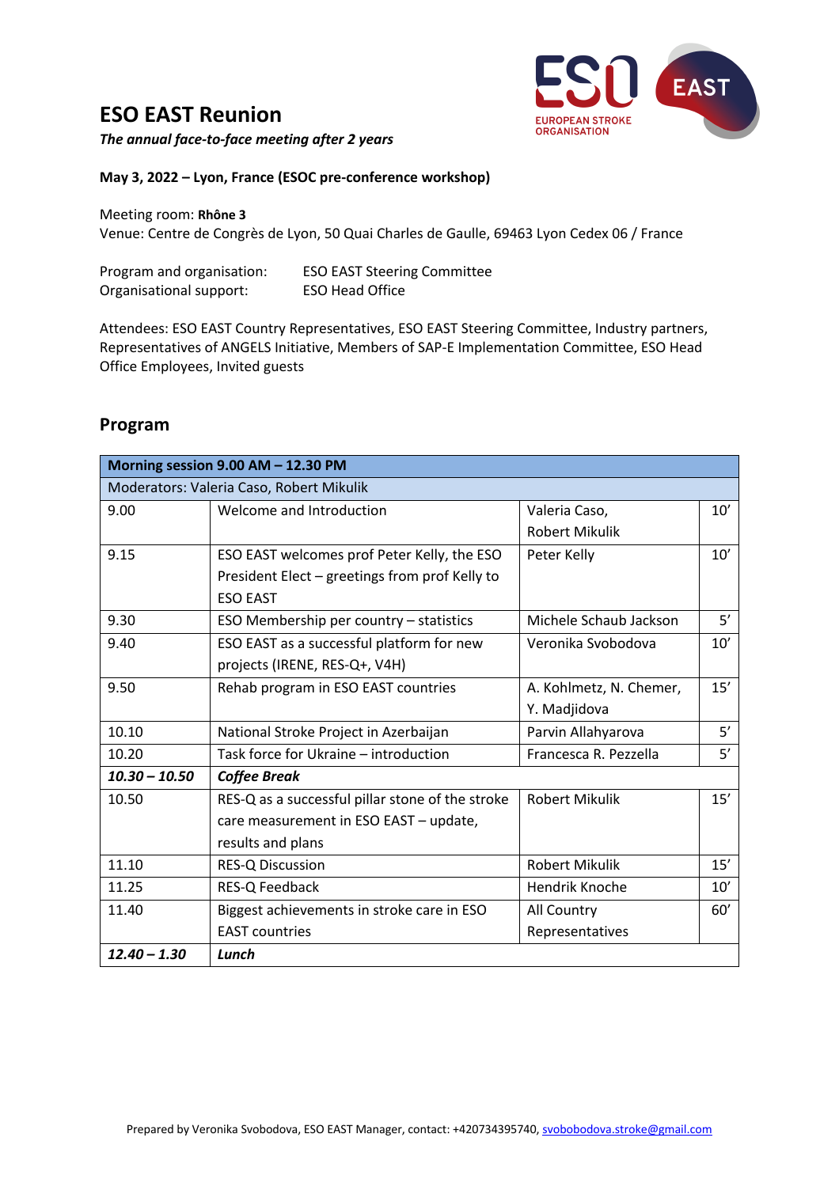# ESO EAST Reunion

***The annual face-to-face meeting after 2 years***

**May 3, 2022 – Lyon, France (ESOC pre-conference workshop)**

Meeting room: **Rhône 3**
Venue: Centre de Congrès de Lyon, 50 Quai Charles de Gaulle, 69463 Lyon Cedex 06 / France

Program and organisation: ESO EAST Steering Committee
Organisational support: ESO Head Office

Attendees: ESO EAST Country Representatives, ESO EAST Steering Committee, Industry partners, Representatives of ANGELS Initiative, Members of SAP-E Implementation Committee, ESO Head Office Employees, Invited guests

## Program

| **Morning session 9.00 AM – 12.30 PM** | | | |
|---|---|---|---|
| Moderators: Valeria Caso, Robert Mikulik | | | |
| 9.00 | Welcome and Introduction | Valeria Caso, Robert Mikulik | 10’ |
| 9.15 | ESO EAST welcomes prof Peter Kelly, the ESO President Elect – greetings from prof Kelly to ESO EAST | Peter Kelly | 10’ |
| 9.30 | ESO Membership per country – statistics | Michele Schaub Jackson | 5’ |
| 9.40 | ESO EAST as a successful platform for new projects (IRENE, RES-Q+, V4H) | Veronika Svobodova | 10’ |
| 9.50 | Rehab program in ESO EAST countries | A. Kohlmetz, N. Chemer, Y. Madjidova | 15’ |
| 10.10 | National Stroke Project in Azerbaijan | Parvin Allahyarova | 5’ |
| 10.20 | Task force for Ukraine – introduction | Francesca R. Pezzella | 5’ |
| ***10.30 – 10.50*** | ***Coffee Break*** | | |
| 10.50 | RES-Q as a successful pillar stone of the stroke care measurement in ESO EAST – update, results and plans | Robert Mikulik | 15’ |
| 11.10 | RES-Q Discussion | Robert Mikulik | 15’ |
| 11.25 | RES-Q Feedback | Hendrik Knoche | 10’ |
| 11.40 | Biggest achievements in stroke care in ESO EAST countries | All Country Representatives | 60’ |
| ***12.40 – 1.30*** | ***Lunch*** | | |

Prepared by Veronika Svobodova, ESO EAST Manager, contact: +420734395740, svobobodova.stroke@gmail.com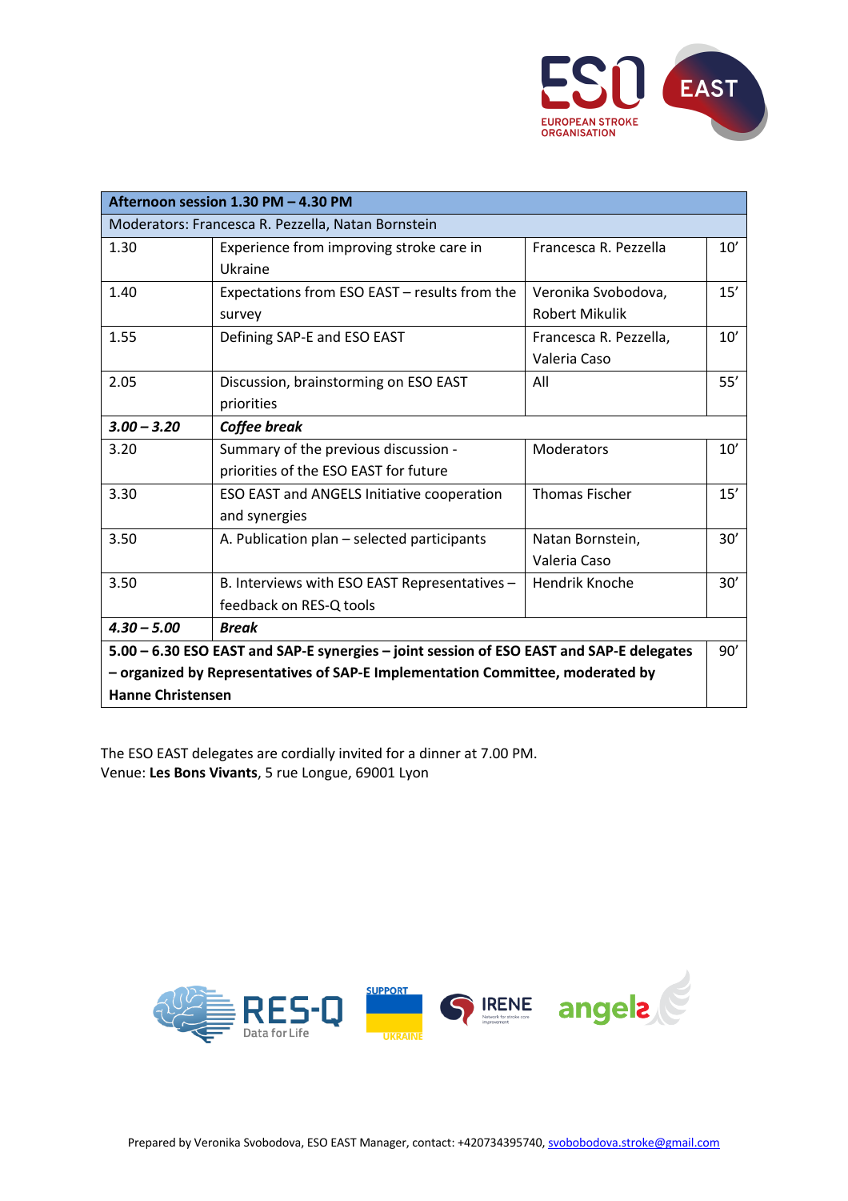| Afternoon session 1.30 PM – 4.30 PM | | | |
|---|---|---|---|
| Moderators: Francesca R. Pezzella, Natan Bornstein | | | |
| 1.30 | Experience from improving stroke care in Ukraine | Francesca R. Pezzella | 10’ |
| 1.40 | Expectations from ESO EAST – results from the survey | Veronika Svobodova, Robert Mikulik | 15’ |
| 1.55 | Defining SAP-E and ESO EAST | Francesca R. Pezzella, Valeria Caso | 10’ |
| 2.05 | Discussion, brainstorming on ESO EAST priorities | All | 55’ |
| ***3.00 – 3.20*** | ***Coffee break*** | | |
| 3.20 | Summary of the previous discussion - priorities of the ESO EAST for future | Moderators | 10’ |
| 3.30 | ESO EAST and ANGELS Initiative cooperation and synergies | Thomas Fischer | 15’ |
| 3.50 | A. Publication plan – selected participants | Natan Bornstein, Valeria Caso | 30’ |
| 3.50 | B. Interviews with ESO EAST Representatives – feedback on RES-Q tools | Hendrik Knoche | 30’ |
| ***4.30 – 5.00*** | ***Break*** | | |
| **5.00 – 6.30 ESO EAST and SAP-E synergies – joint session of ESO EAST and SAP-E delegates – organized by Representatives of SAP-E Implementation Committee, moderated by Hanne Christensen** | | | 90’ |

The ESO EAST delegates are cordially invited for a dinner at 7.00 PM.
Venue: **Les Bons Vivants**, 5 rue Longue, 69001 Lyon

Prepared by Veronika Svobodova, ESO EAST Manager, contact: +420734395740, svobobodova.stroke@gmail.com